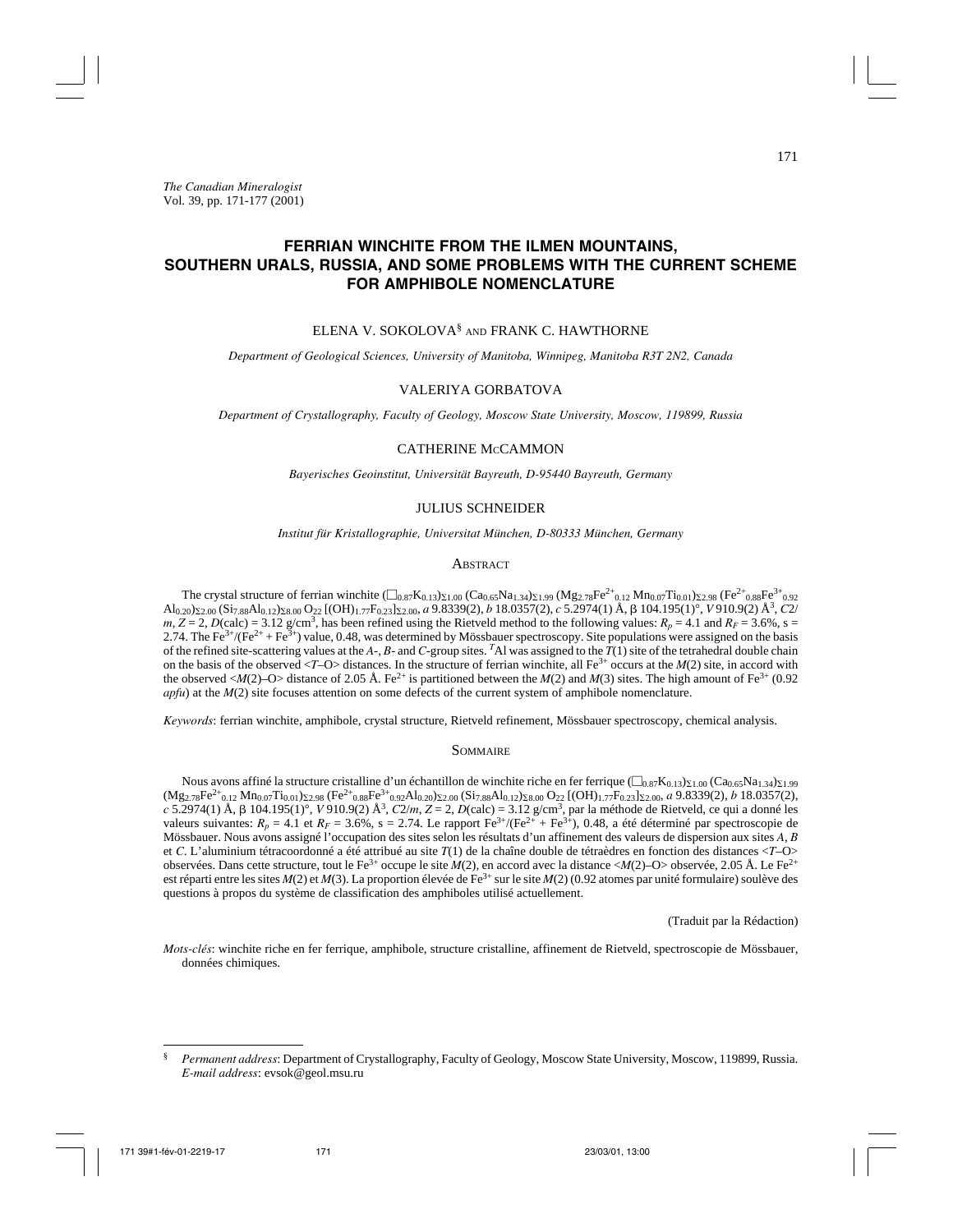*The Canadian Mineralogist*
Vol. 39, pp. 171-177 (2001)

# FERRIAN WINCHITE FROM THE ILMEN MOUNTAINS, SOUTHERN URALS, RUSSIA, AND SOME PROBLEMS WITH THE CURRENT SCHEME FOR AMPHIBOLE NOMENCLATURE

ELENA V. SOKOLOVA[§] AND FRANK C. HAWTHORNE

*Department of Geological Sciences, University of Manitoba, Winnipeg, Manitoba R3T 2N2, Canada*

VALERIYA GORBATOVA

*Department of Crystallography, Faculty of Geology, Moscow State University, Moscow, 119899, Russia*

CATHERINE McCAMMON

*Bayerisches Geoinstitut, Universität Bayreuth, D-95440 Bayreuth, Germany*

JULIUS SCHNEIDER

*Institut für Kristallographie, Universitat München, D-80333 München, Germany*

## Abstract

The crystal structure of ferrian winchite ($(\square_{0.87}K_{0.13})_{\Sigma 1.00}$ $(Ca_{0.65}Na_{1.34})_{\Sigma 1.99}$ $(Mg_{2.78}Fe^{2+}_{0.12}Mn_{0.07}Ti_{0.01})_{\Sigma 2.98}$ $(Fe^{2+}_{0.88}Fe^{3+}_{0.92}Al_{0.20})_{\Sigma 2.00}$ $(Si_{7.88}Al_{0.12})_{\Sigma 8.00}$ $O_{22}$ $[(OH)_{1.77}F_{0.23}]_{\Sigma 2.00}$, *a* 9.8339(2), *b* 18.0357(2), *c* 5.2974(1) Å, β 104.195(1)°, *V* 910.9(2) Å$^3$, *C*2/*m*, *Z* = 2, *D*(calc) = 3.12 g/cm$^3$, has been refined using the Rietveld method to the following values: $R_p$ = 4.1 and $R_F$ = 3.6%, s = 2.74. The $Fe^{3+}/(Fe^{2+} + Fe^{3+})$ value, 0.48, was determined by Mössbauer spectroscopy. Site populations were assigned on the basis of the refined site-scattering values at the *A*-, *B*- and *C*-group sites. $^{T}Al$ was assigned to the *T*(1) site of the tetrahedral double chain on the basis of the observed <*T*–O> distances. In the structure of ferrian winchite, all $Fe^{3+}$ occurs at the *M*(2) site, in accord with the observed <*M*(2)–O> distance of 2.05 Å. $Fe^{2+}$ is partitioned between the *M*(2) and *M*(3) sites. The high amount of $Fe^{3+}$ (0.92 *apfu*) at the *M*(2) site focuses attention on some defects of the current system of amphibole nomenclature.

*Keywords*: ferrian winchite, amphibole, crystal structure, Rietveld refinement, Mössbauer spectroscopy, chemical analysis.

## Sommaire

Nous avons affiné la structure cristalline d'un échantillon de winchite riche en fer ferrique $(\square_{0.87}K_{0.13})_{\Sigma 1.00}$ $(Ca_{0.65}Na_{1.34})_{\Sigma 1.99}$ $(Mg_{2.78}Fe^{2+}_{0.12}Mn_{0.07}Ti_{0.01})_{\Sigma 2.98}$ $(Fe^{2+}_{0.88}Fe^{3+}_{0.92}Al_{0.20})_{\Sigma 2.00}$ $(Si_{7.88}Al_{0.12})_{\Sigma 8.00}$ $O_{22}$ $[(OH)_{1.77}F_{0.23}]_{\Sigma 2.00}$, *a* 9.8339(2), *b* 18.0357(2), *c* 5.2974(1) Å, β 104.195(1)°, *V* 910.9(2) Å$^3$, *C*2/*m*, *Z* = 2, *D*(calc) = 3.12 g/cm$^3$, par la méthode de Rietveld, ce qui a donné les valeurs suivantes: $R_p$ = 4.1 et $R_F$ = 3.6%, s = 2.74. Le rapport $Fe^{3+}/(Fe^{2+} + Fe^{3+})$, 0.48, a été déterminé par spectroscopie de Mössbauer. Nous avons assigné l'occupation des sites selon les résultats d'un affinement des valeurs de dispersion aux sites *A*, *B* et *C*. L'aluminium tétracoordonné a été attribué au site *T*(1) de la chaîne double de tétraèdres en fonction des distances <*T*–O> observées. Dans cette structure, tout le $Fe^{3+}$ occupe le site *M*(2), en accord avec la distance <*M*(2)–O> observée, 2.05 Å. Le $Fe^{2+}$ est réparti entre les sites *M*(2) et *M*(3). La proportion élevée de $Fe^{3+}$ sur le site *M*(2) (0.92 atomes par unité formulaire) soulève des questions à propos du système de classification des amphiboles utilisé actuellement.

(Traduit par la Rédaction)

*Mots-clés*: winchite riche en fer ferrique, amphibole, structure cristalline, affinement de Rietveld, spectroscopie de Mössbauer, données chimiques.

---

§ *Permanent address*: Department of Crystallography, Faculty of Geology, Moscow State University, Moscow, 119899, Russia. *E-mail address*: evsok@geol.msu.ru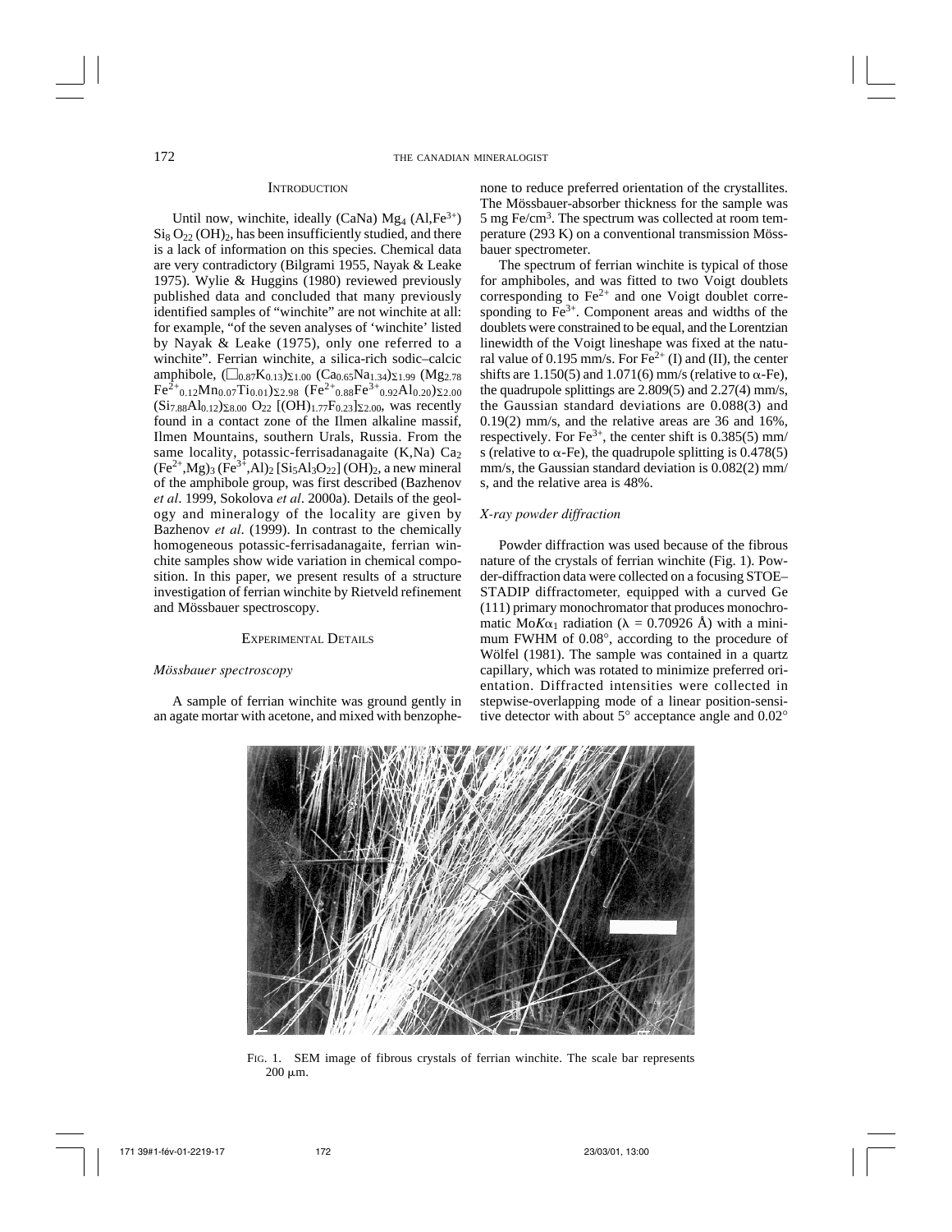## Introduction

Until now, winchite, ideally (CaNa) $Mg_4$ $(Al,Fe^{3+})$ $Si_8$ $O_{22}$ $(OH)_2$, has been insufficiently studied, and there is a lack of information on this species. Chemical data are very contradictory (Bilgrami 1955, Nayak & Leake 1975). Wylie & Huggins (1980) reviewed previously published data and concluded that many previously identified samples of "winchite" are not winchite at all: for example, "of the seven analyses of 'winchite' listed by Nayak & Leake (1975), only one referred to a winchite". Ferrian winchite, a silica-rich sodic–calcic amphibole, $(\square_{0.87}K_{0.13})_{\Sigma 1.00}$ $(Ca_{0.65}Na_{1.34})_{\Sigma 1.99}$ $(Mg_{2.78}$ $Fe^{2+}_{0.12}Mn_{0.07}Ti_{0.01})_{\Sigma 2.98}$ $(Fe^{2+}_{0.88}Fe^{3+}_{0.92}Al_{0.20})_{\Sigma 2.00}$ $(Si_{7.88}Al_{0.12})_{\Sigma 8.00}$ $O_{22}$ $[(OH)_{1.77}F_{0.23}]_{\Sigma 2.00}$, was recently found in a contact zone of the Ilmen alkaline massif, Ilmen Mountains, southern Urals, Russia. From the same locality, potassic-ferrisadanagaite (K,Na) $Ca_2$ $(Fe^{2+},Mg)_3$ $(Fe^{3+},Al)_2$ $[Si_5Al_3O_{22}]$ $(OH)_2$, a new mineral of the amphibole group, was first described (Bazhenov *et al*. 1999, Sokolova *et al*. 2000a). Details of the geology and mineralogy of the locality are given by Bazhenov *et al*. (1999). In contrast to the chemically homogeneous potassic-ferrisadanagaite, ferrian winchite samples show wide variation in chemical composition. In this paper, we present results of a structure investigation of ferrian winchite by Rietveld refinement and Mössbauer spectroscopy.

## Experimental Details

### *Mössbauer spectroscopy*

A sample of ferrian winchite was ground gently in an agate mortar with acetone, and mixed with benzophenone to reduce preferred orientation of the crystallites. The Mössbauer-absorber thickness for the sample was 5 mg Fe/cm$^3$. The spectrum was collected at room temperature (293 K) on a conventional transmission Mössbauer spectrometer.

The spectrum of ferrian winchite is typical of those for amphiboles, and was fitted to two Voigt doublets corresponding to $Fe^{2+}$ and one Voigt doublet corresponding to $Fe^{3+}$. Component areas and widths of the doublets were constrained to be equal, and the Lorentzian linewidth of the Voigt lineshape was fixed at the natural value of 0.195 mm/s. For $Fe^{2+}$ (I) and (II), the center shifts are 1.150(5) and 1.071(6) mm/s (relative to $\alpha$-Fe), the quadrupole splittings are 2.809(5) and 2.27(4) mm/s, the Gaussian standard deviations are 0.088(3) and 0.19(2) mm/s, and the relative areas are 36 and 16%, respectively. For $Fe^{3+}$, the center shift is 0.385(5) mm/s (relative to $\alpha$-Fe), the quadrupole splitting is 0.478(5) mm/s, the Gaussian standard deviation is 0.082(2) mm/s, and the relative area is 48%.

### *X-ray powder diffraction*

Powder diffraction was used because of the fibrous nature of the crystals of ferrian winchite (Fig. 1). Powder-diffraction data were collected on a focusing STOE–STADIP diffractometer, equipped with a curved Ge (111) primary monochromator that produces monochromatic Mo$K\alpha_1$ radiation ($\lambda$ = 0.70926 Å) with a minimum FWHM of 0.08°, according to the procedure of Wölfel (1981). The sample was contained in a quartz capillary, which was rotated to minimize preferred orientation. Diffracted intensities were collected in stepwise-overlapping mode of a linear position-sensitive detector with about 5° acceptance angle and 0.02°

FIG. 1. SEM image of fibrous crystals of ferrian winchite. The scale bar represents 200 μm.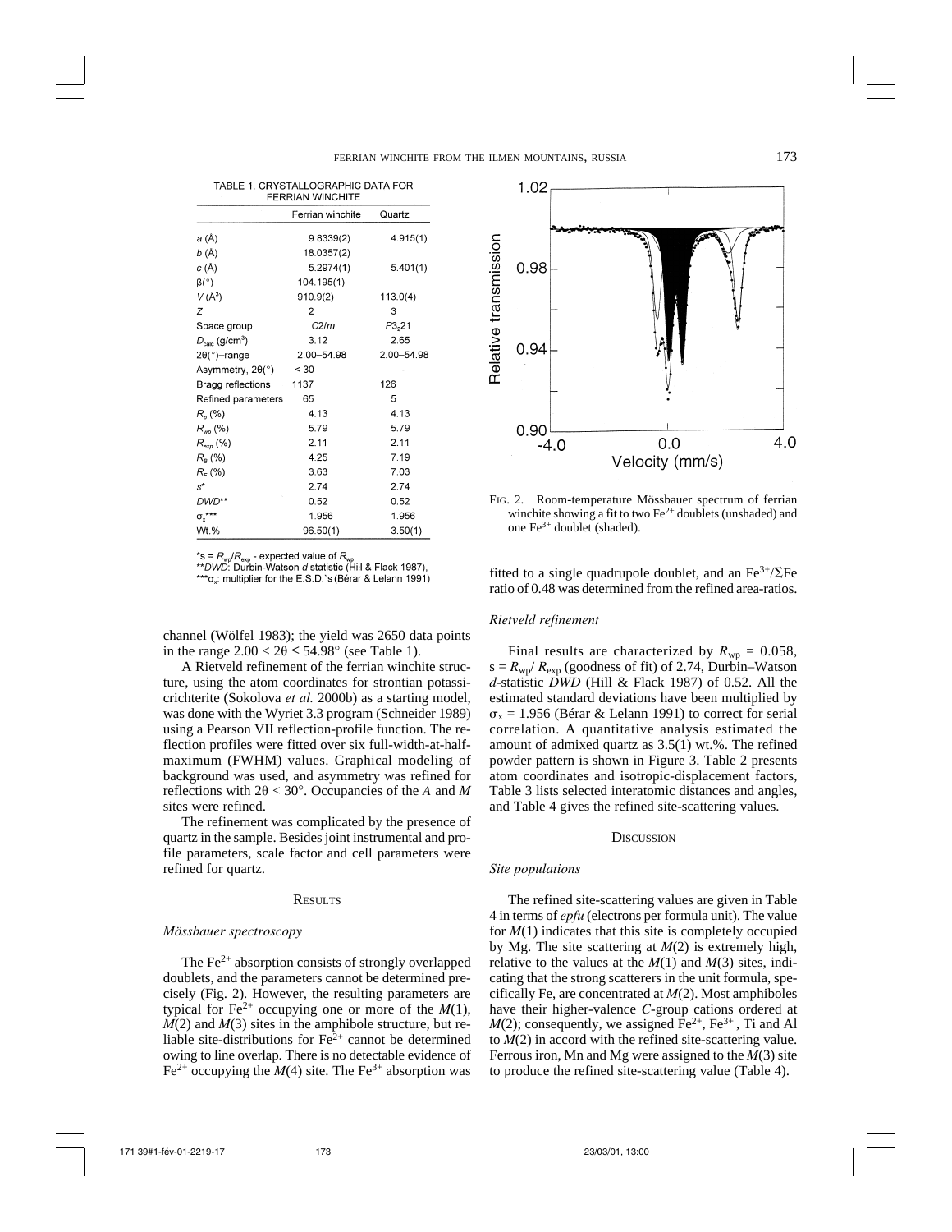TABLE 1. CRYSTALLOGRAPHIC DATA FOR FERRIAN WINCHITE

| | Ferrian winchite | Quartz |
|---|---|---|
| $a$ (Å) | 9.8339(2) | 4.915(1) |
| $b$ (Å) | 18.0357(2) | |
| $c$ (Å) | 5.2974(1) | 5.401(1) |
| β(°) | 104.195(1) | |
| $V$ (Å$^3$) | 910.9(2) | 113.0(4) |
| $Z$ | 2 | 3 |
| Space group | $C2/m$ | $P3_221$ |
| $D_{calc}$ (g/cm$^3$) | 3.12 | 2.65 |
| 2θ(°)–range | 2.00–54.98 | 2.00–54.98 |
| Asymmetry, 2θ(°) | < 30 | – |
| Bragg reflections | 1137 | 126 |
| Refined parameters | 65 | 5 |
| $R_p$ (%) | 4.13 | 4.13 |
| $R_{wp}$ (%) | 5.79 | 5.79 |
| $R_{exp}$ (%) | 2.11 | 2.11 |
| $R_B$ (%) | 4.25 | 7.19 |
| $R_F$ (%) | 3.63 | 7.03 |
| $s$* | 2.74 | 2.74 |
| $DWD$** | 0.52 | 0.52 |
| $\sigma_x$*** | 1.956 | 1.956 |
| Wt.% | 96.50(1) | 3.50(1) |

*s = $R_{wp}/R_{exp}$ - expected value of $R_{wp}$
**$DWD$: Durbin-Watson $d$ statistic (Hill & Flack 1987),
***$\sigma_x$: multiplier for the E.S.D.'s (Bérar & Lelann 1991)

channel (Wölfel 1983); the yield was 2650 data points in the range $2.00 < 2\theta \leq 54.98°$ (see Table 1).

A Rietveld refinement of the ferrian winchite structure, using the atom coordinates for strontian potassicrichterite (Sokolova *et al.* 2000b) as a starting model, was done with the Wyriet 3.3 program (Schneider 1989) using a Pearson VII reflection-profile function. The reflection profiles were fitted over six full-width-at-half-maximum (FWHM) values. Graphical modeling of background was used, and asymmetry was refined for reflections with $2\theta < 30°$. Occupancies of the $A$ and $M$ sites were refined.

The refinement was complicated by the presence of quartz in the sample. Besides joint instrumental and profile parameters, scale factor and cell parameters were refined for quartz.

## Results

### *Mössbauer spectroscopy*

The $Fe^{2+}$ absorption consists of strongly overlapped doublets, and the parameters cannot be determined precisely (Fig. 2). However, the resulting parameters are typical for $Fe^{2+}$ occupying one or more of the $M(1)$, $M(2)$ and $M(3)$ sites in the amphibole structure, but reliable site-distributions for $Fe^{2+}$ cannot be determined owing to line overlap. There is no detectable evidence of $Fe^{2+}$ occupying the $M(4)$ site. The $Fe^{3+}$ absorption was fitted to a single quadrupole doublet, and an $Fe^{3+}/\Sigma Fe$ ratio of 0.48 was determined from the refined area-ratios.

FIG. 2. Room-temperature Mössbauer spectrum of ferrian winchite showing a fit to two $Fe^{2+}$ doublets (unshaded) and one $Fe^{3+}$ doublet (shaded).

### *Rietveld refinement*

Final results are characterized by $R_{wp} = 0.058$, $s = R_{wp}/R_{exp}$ (goodness of fit) of 2.74, Durbin–Watson $d$-statistic $DWD$ (Hill & Flack 1987) of 0.52. All the estimated standard deviations have been multiplied by $\sigma_x = 1.956$ (Bérar & Lelann 1991) to correct for serial correlation. A quantitative analysis estimated the amount of admixed quartz as 3.5(1) wt.%. The refined powder pattern is shown in Figure 3. Table 2 presents atom coordinates and isotropic-displacement factors, Table 3 lists selected interatomic distances and angles, and Table 4 gives the refined site-scattering values.

## Discussion

### *Site populations*

The refined site-scattering values are given in Table 4 in terms of *epfu* (electrons per formula unit). The value for $M(1)$ indicates that this site is completely occupied by Mg. The site scattering at $M(2)$ is extremely high, relative to the values at the $M(1)$ and $M(3)$ sites, indicating that the strong scatterers in the unit formula, specifically Fe, are concentrated at $M(2)$. Most amphiboles have their higher-valence $C$-group cations ordered at $M(2)$; consequently, we assigned $Fe^{2+}$, $Fe^{3+}$, Ti and Al to $M(2)$ in accord with the refined site-scattering value. Ferrous iron, Mn and Mg were assigned to the $M(3)$ site to produce the refined site-scattering value (Table 4).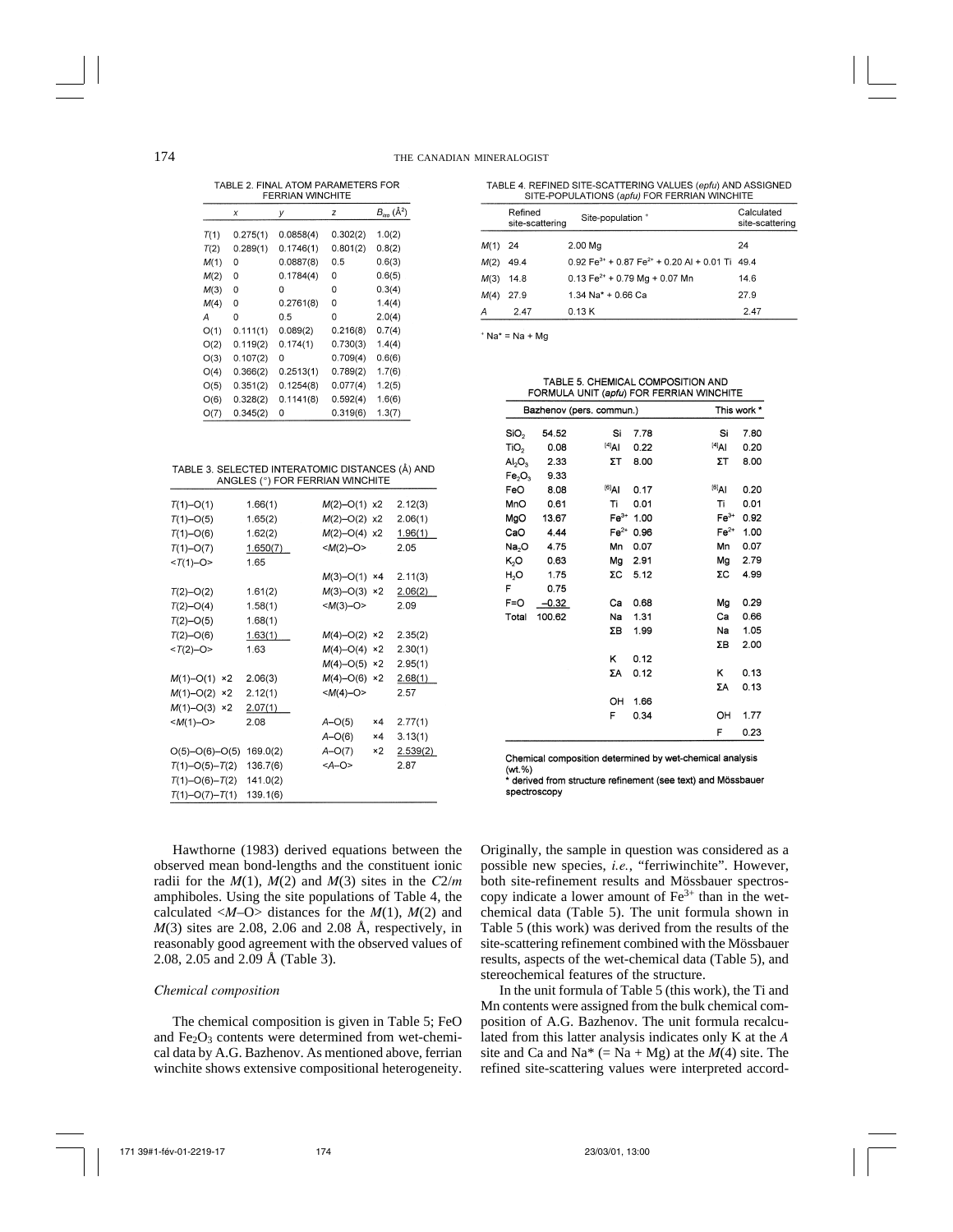TABLE 2. FINAL ATOM PARAMETERS FOR FERRIAN WINCHITE

| | $x$ | $y$ | $z$ | $B_{iso}$ (Å$^2$) |
|---|---|---|---|---|
| $T$(1) | 0.275(1) | 0.0858(4) | 0.302(2) | 1.0(2) |
| $T$(2) | 0.289(1) | 0.1746(1) | 0.801(2) | 0.8(2) |
| $M$(1) | 0 | 0.0887(8) | 0.5 | 0.6(3) |
| $M$(2) | 0 | 0.1784(4) | 0 | 0.6(5) |
| $M$(3) | 0 | 0 | 0 | 0.3(4) |
| $M$(4) | 0 | 0.2761(8) | 0 | 1.4(4) |
| $A$ | 0 | 0.5 | 0 | 2.0(4) |
| O(1) | 0.111(1) | 0.089(2) | 0.216(8) | 0.7(4) |
| O(2) | 0.119(2) | 0.174(1) | 0.730(3) | 1.4(4) |
| O(3) | 0.107(2) | 0 | 0.709(4) | 0.6(6) |
| O(4) | 0.366(2) | 0.2513(1) | 0.789(2) | 1.7(6) |
| O(5) | 0.351(2) | 0.1254(8) | 0.077(4) | 1.2(5) |
| O(6) | 0.328(2) | 0.1141(8) | 0.592(4) | 1.6(6) |
| O(7) | 0.345(2) | 0 | 0.319(6) | 1.3(7) |

TABLE 3. SELECTED INTERATOMIC DISTANCES (Å) AND ANGLES (°) FOR FERRIAN WINCHITE

| | | | | |
|---|---|---|---|---|
| $T$(1)–O(1) | 1.66(1) | $M$(2)–O(1) | x2 | 2.12(3) |
| $T$(1)–O(5) | 1.65(2) | $M$(2)–O(2) | x2 | 2.06(1) |
| $T$(1)–O(6) | 1.62(2) | $M$(2)–O(4) | x2 | 1.96(1) |
| $T$(1)–O(7) | 1.650(7) | <$M$(2)–O> | | 2.05 |
| <$T$(1)–O> | 1.65 | | | |
| | | $M$(3)–O(1) | ×4 | 2.11(3) |
| $T$(2)–O(2) | 1.61(2) | $M$(3)–O(3) | ×2 | 2.06(2) |
| $T$(2)–O(4) | 1.58(1) | <$M$(3)–O> | | 2.09 |
| $T$(2)–O(5) | 1.68(1) | | | |
| $T$(2)–O(6) | 1.63(1) | $M$(4)–O(2) | ×2 | 2.35(2) |
| <$T$(2)–O> | 1.63 | $M$(4)–O(4) | ×2 | 2.30(1) |
| | | $M$(4)–O(5) | ×2 | 2.95(1) |
| $M$(1)–O(1) ×2 | 2.06(3) | $M$(4)–O(6) | ×2 | 2.68(1) |
| $M$(1)–O(2) ×2 | 2.12(1) | <$M$(4)–O> | | 2.57 |
| $M$(1)–O(3) ×2 | 2.07(1) | | | |
| <$M$(1)–O> | 2.08 | $A$–O(5) | ×4 | 2.77(1) |
| | | $A$–O(6) | ×4 | 3.13(1) |
| O(5)–O(6)–O(5) | 169.0(2) | $A$–O(7) | ×2 | 2.539(2) |
| $T$(1)–O(5)–$T$(2) | 136.7(6) | <$A$–O> | | 2.87 |
| $T$(1)–O(6)–$T$(2) | 141.0(2) | | | |
| $T$(1)–O(7)–$T$(1) | 139.1(6) | | | |

TABLE 4. REFINED SITE-SCATTERING VALUES (*epfu*) AND ASSIGNED SITE-POPULATIONS (*apfu*) FOR FERRIAN WINCHITE

| | Refined site-scattering | Site-population + | Calculated site-scattering |
|---|---|---|---|
| $M$(1) | 24 | 2.00 Mg | 24 |
| $M$(2) | 49.4 | 0.92 $Fe^{3+}$ + 0.87 $Fe^{2+}$ + 0.20 Al + 0.01 Ti | 49.4 |
| $M$(3) | 14.8 | 0.13 $Fe^{2+}$ + 0.79 Mg + 0.07 Mn | 14.6 |
| $M$(4) | 27.9 | 1.34 Na* + 0.66 Ca | 27.9 |
| $A$ | 2.47 | 0.13 K | 2.47 |

+ Na* = Na + Mg

TABLE 5. CHEMICAL COMPOSITION AND FORMULA UNIT (*apfu*) FOR FERRIAN WINCHITE

| Bazhenov (pers. commun.) | | | | This work * | |
|---|---|---|---|---|---|
| $SiO_2$ | 54.52 | Si | 7.78 | Si | 7.80 |
| $TiO_2$ | 0.08 | $^{[4]}$Al | 0.22 | $^{[4]}$Al | 0.20 |
| $Al_2O_3$ | 2.33 | ΣT | 8.00 | ΣT | 8.00 |
| $Fe_2O_3$ | 9.33 | | | | |
| FeO | 8.08 | $^{[6]}$Al | 0.17 | $^{[6]}$Al | 0.20 |
| MnO | 0.61 | Ti | 0.01 | Ti | 0.01 |
| MgO | 13.67 | $Fe^{3+}$ | 1.00 | $Fe^{3+}$ | 0.92 |
| CaO | 4.44 | $Fe^{2+}$ | 0.96 | $Fe^{2+}$ | 1.00 |
| $Na_2O$ | 4.75 | Mn | 0.07 | Mn | 0.07 |
| $K_2O$ | 0.63 | Mg | 2.91 | Mg | 2.79 |
| $H_2O$ | 1.75 | ΣC | 5.12 | ΣC | 4.99 |
| F | 0.75 | | | | |
| F=O | –0.32 | Ca | 0.68 | Mg | 0.29 |
| Total | 100.62 | Na | 1.31 | Ca | 0.66 |
| | | ΣB | 1.99 | Na | 1.05 |
| | | | | ΣB | 2.00 |
| | | K | 0.12 | | |
| | | ΣA | 0.12 | K | 0.13 |
| | | | | ΣA | 0.13 |
| | | OH | 1.66 | | |
| | | F | 0.34 | OH | 1.77 |
| | | | | F | 0.23 |

Chemical composition determined by wet-chemical analysis (wt.%)
* derived from structure refinement (see text) and Mössbauer spectroscopy

Hawthorne (1983) derived equations between the observed mean bond-lengths and the constituent ionic radii for the $M$(1), $M$(2) and $M$(3) sites in the $C2/m$ amphiboles. Using the site populations of Table 4, the calculated <$M$–O> distances for the $M$(1), $M$(2) and $M$(3) sites are 2.08, 2.06 and 2.08 Å, respectively, in reasonably good agreement with the observed values of 2.08, 2.05 and 2.09 Å (Table 3).

### *Chemical composition*

The chemical composition is given in Table 5; FeO and $Fe_2O_3$ contents were determined from wet-chemical data by A.G. Bazhenov. As mentioned above, ferrian winchite shows extensive compositional heterogeneity. Originally, the sample in question was considered as a possible new species, *i.e.*, "ferriwinchite". However, both site-refinement results and Mössbauer spectroscopy indicate a lower amount of $Fe^{3+}$ than in the wet-chemical data (Table 5). The unit formula shown in Table 5 (this work) was derived from the results of the site-scattering refinement combined with the Mössbauer results, aspects of the wet-chemical data (Table 5), and stereochemical features of the structure.

In the unit formula of Table 5 (this work), the Ti and Mn contents were assigned from the bulk chemical composition of A.G. Bazhenov. The unit formula recalculated from this latter analysis indicates only K at the $A$ site and Ca and Na* (= Na + Mg) at the $M$(4) site. The refined site-scattering values were interpreted accord-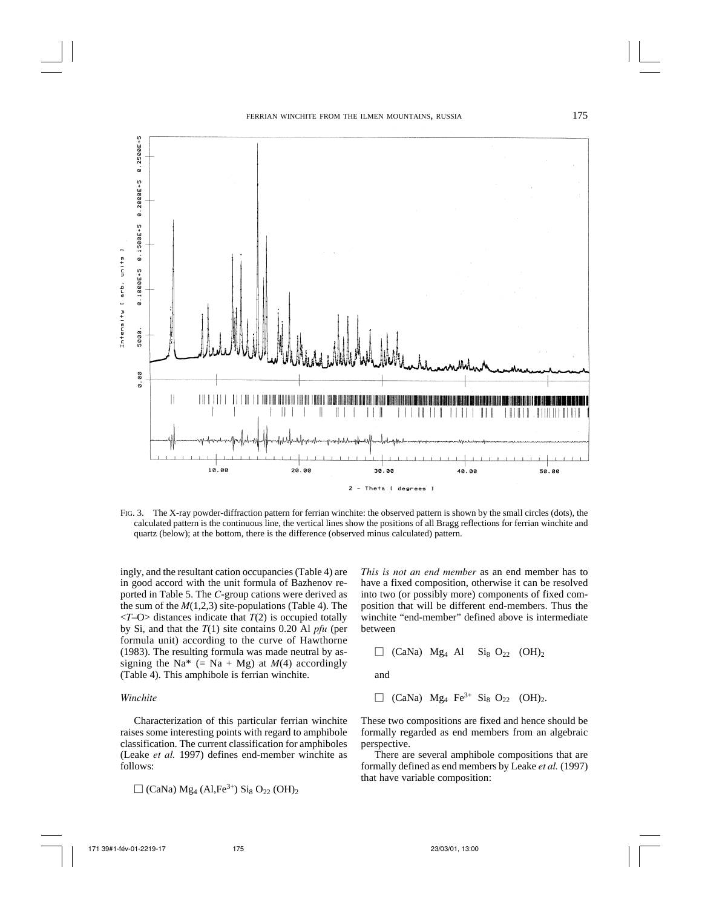FIG. 3. The X-ray powder-diffraction pattern for ferrian winchite: the observed pattern is shown by the small circles (dots), the calculated pattern is the continuous line, the vertical lines show the positions of all Bragg reflections for ferrian winchite and quartz (below); at the bottom, there is the difference (observed minus calculated) pattern.

ingly, and the resultant cation occupancies (Table 4) are in good accord with the unit formula of Bazhenov reported in Table 5. The *C*-group cations were derived as the sum of the *M*(1,2,3) site-populations (Table 4). The <*T*–O> distances indicate that *T*(2) is occupied totally by Si, and that the *T*(1) site contains 0.20 Al *pfu* (per formula unit) according to the curve of Hawthorne (1983). The resulting formula was made neutral by assigning the Na* (= Na + Mg) at *M*(4) accordingly (Table 4). This amphibole is ferrian winchite.

### *Winchite*

Characterization of this particular ferrian winchite raises some interesting points with regard to amphibole classification. The current classification for amphiboles (Leake *et al.* 1997) defines end-member winchite as follows:

$$\square\ (CaNa)\ Mg_4\ (Al,Fe^{3+})\ Si_8\ O_{22}\ (OH)_2$$

*This is not an end member* as an end member has to have a fixed composition, otherwise it can be resolved into two (or possibly more) components of fixed composition that will be different end-members. Thus the winchite "end-member" defined above is intermediate between

$$\square\ (CaNa)\ Mg_4\ Al\ Si_8\ O_{22}\ (OH)_2$$

and

$$\square\ (CaNa)\ Mg_4\ Fe^{3+}\ Si_8\ O_{22}\ (OH)_2.$$

These two compositions are fixed and hence should be formally regarded as end members from an algebraic perspective.

There are several amphibole compositions that are formally defined as end members by Leake *et al.* (1997) that have variable composition: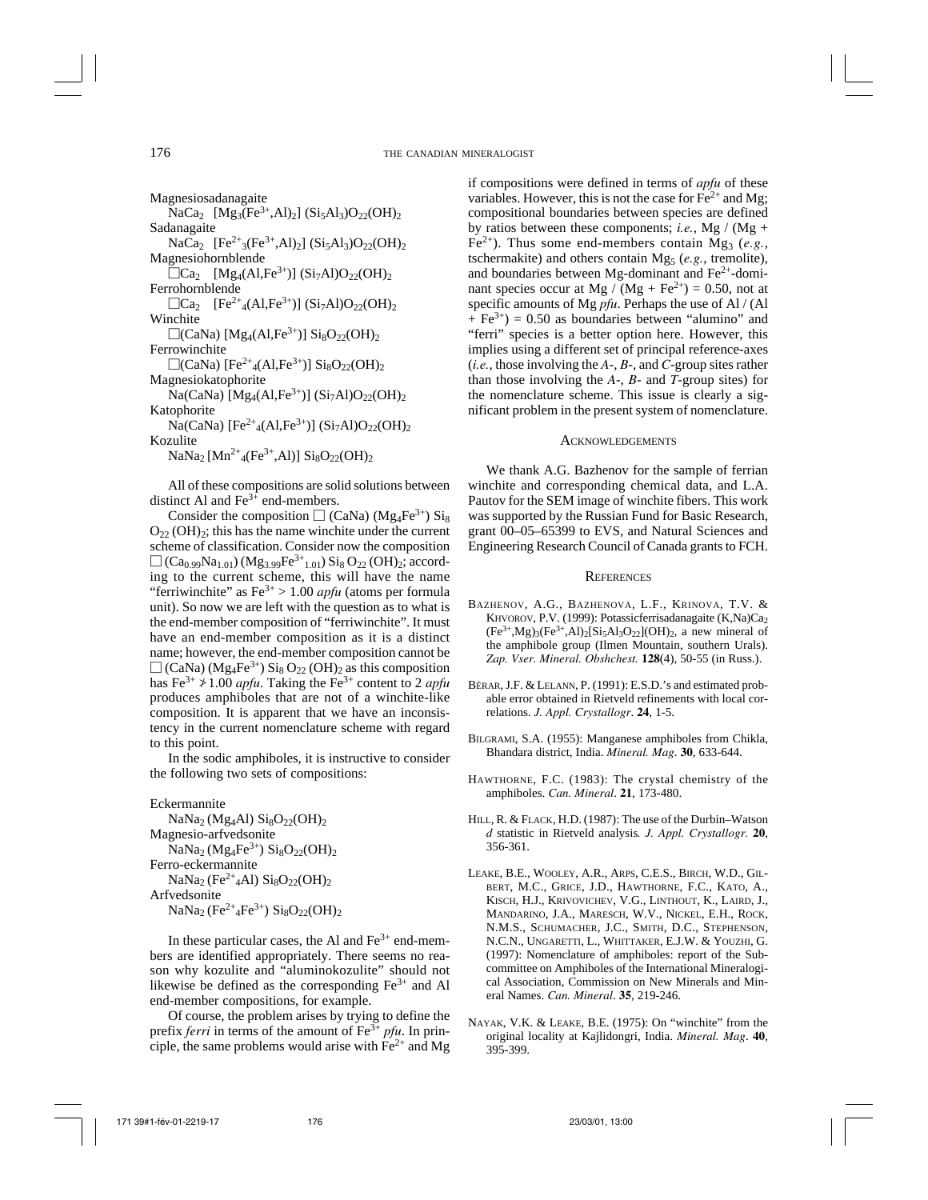Magnesiosadanagaite
  $NaCa_2$ $[Mg_3(Fe^{3+},Al)_2]$ $(Si_5Al_3)O_{22}(OH)_2$
Sadanagaite
  $NaCa_2$ $[Fe^{2+}{}_3(Fe^{3+},Al)_2]$ $(Si_5Al_3)O_{22}(OH)_2$
Magnesiohornblende
  $\square Ca_2$ $[Mg_4(Al,Fe^{3+})]$ $(Si_7Al)O_{22}(OH)_2$
Ferrohornblende
  $\square Ca_2$ $[Fe^{2+}{}_4(Al,Fe^{3+})]$ $(Si_7Al)O_{22}(OH)_2$
Winchite
  $\square(CaNa)$ $[Mg_4(Al,Fe^{3+})]$ $Si_8O_{22}(OH)_2$
Ferrowinchite
  $\square(CaNa)$ $[Fe^{2+}{}_4(Al,Fe^{3+})]$ $Si_8O_{22}(OH)_2$
Magnesiokatophorite
  $Na(CaNa)$ $[Mg_4(Al,Fe^{3+})]$ $(Si_7Al)O_{22}(OH)_2$
Katophorite
  $Na(CaNa)$ $[Fe^{2+}{}_4(Al,Fe^{3+})]$ $(Si_7Al)O_{22}(OH)_2$
Kozulite
  $NaNa_2$ $[Mn^{2+}{}_4(Fe^{3+},Al)]$ $Si_8O_{22}(OH)_2$

All of these compositions are solid solutions between distinct Al and $Fe^{3+}$ end-members.

Consider the composition $\square$ (CaNa) $(Mg_4Fe^{3+})$ $Si_8$ $O_{22}$ $(OH)_2$; this has the name winchite under the current scheme of classification. Consider now the composition $\square$ $(Ca_{0.99}Na_{1.01})$ $(Mg_{3.99}Fe^{3+}{}_{1.01})$ $Si_8$ $O_{22}$ $(OH)_2$; according to the current scheme, this will have the name "ferriwinchite" as $Fe^{3+} > 1.00$ *apfu* (atoms per formula unit). So now we are left with the question as to what is the end-member composition of "ferriwinchite". It must have an end-member composition as it is a distinct name; however, the end-member composition cannot be $\square$ (CaNa) $(Mg_4Fe^{3+})$ $Si_8$ $O_{22}$ $(OH)_2$ as this composition has $Fe^{3+} \ngtr 1.00$ *apfu*. Taking the $Fe^{3+}$ content to 2 *apfu* produces amphiboles that are not of a winchite-like composition. It is apparent that we have an inconsistency in the current nomenclature scheme with regard to this point.

In the sodic amphiboles, it is instructive to consider the following two sets of compositions:

Eckermannite
  $NaNa_2$ $(Mg_4Al)$ $Si_8O_{22}(OH)_2$
Magnesio-arfvedsonite
  $NaNa_2$ $(Mg_4Fe^{3+})$ $Si_8O_{22}(OH)_2$
Ferro-eckermannite
  $NaNa_2$ $(Fe^{2+}{}_4Al)$ $Si_8O_{22}(OH)_2$
Arfvedsonite
  $NaNa_2$ $(Fe^{2+}{}_4Fe^{3+})$ $Si_8O_{22}(OH)_2$

In these particular cases, the Al and $Fe^{3+}$ end-members are identified appropriately. There seems no reason why kozulite and "aluminokozulite" should not likewise be defined as the corresponding $Fe^{3+}$ and Al end-member compositions, for example.

Of course, the problem arises by trying to define the prefix *ferri* in terms of the amount of $Fe^{3+}$ *pfu*. In principle, the same problems would arise with $Fe^{2+}$ and Mg if compositions were defined in terms of *apfu* of these variables. However, this is not the case for $Fe^{2+}$ and Mg; compositional boundaries between species are defined by ratios between these components; *i.e.*, Mg / (Mg + $Fe^{2+}$). Thus some end-members contain $Mg_3$ (*e.g.*, tschermakite) and others contain $Mg_5$ (*e.g.*, tremolite), and boundaries between Mg-dominant and $Fe^{2+}$-dominant species occur at Mg / (Mg + $Fe^{2+}$) = 0.50, not at specific amounts of Mg *pfu*. Perhaps the use of Al / (Al + $Fe^{3+}$) = 0.50 as boundaries between "alumino" and "ferri" species is a better option here. However, this implies using a different set of principal reference-axes (*i.e.*, those involving the *A*-, *B*-, and *C*-group sites rather than those involving the *A*-, *B*- and *T*-group sites) for the nomenclature scheme. This issue is clearly a significant problem in the present system of nomenclature.

## Acknowledgements

We thank A.G. Bazhenov for the sample of ferrian winchite and corresponding chemical data, and L.A. Pautov for the SEM image of winchite fibers. This work was supported by the Russian Fund for Basic Research, grant 00–05–65399 to EVS, and Natural Sciences and Engineering Research Council of Canada grants to FCH.

## References

Bazhenov, A.G., Bazhenova, L.F., Krinova, T.V. & Khvorov, P.V. (1999): Potassicferrisadanagaite $(K,Na)Ca_2$ $(Fe^{3+},Mg)_3(Fe^{3+},Al)_2[Si_5Al_3O_{22}](OH)_2$, a new mineral of the amphibole group (Ilmen Mountain, southern Urals). *Zap. Vser. Mineral. Obshchest.* **128**(4), 50-55 (in Russ.).

Bérar, J.F. & Lelann, P. (1991): E.S.D.'s and estimated probable error obtained in Rietveld refinements with local correlations. *J. Appl. Crystallogr.* **24**, 1-5.

Bilgrami, S.A. (1955): Manganese amphiboles from Chikla, Bhandara district, India. *Mineral. Mag.* **30**, 633-644.

Hawthorne, F.C. (1983): The crystal chemistry of the amphiboles. *Can. Mineral.* **21**, 173-480.

Hill, R. & Flack, H.D. (1987): The use of the Durbin–Watson *d* statistic in Rietveld analysis. *J. Appl. Crystallogr.* **20**, 356-361.

Leake, B.E., Wooley, A.R., Arps, C.E.S., Birch, W.D., Gilbert, M.C., Grice, J.D., Hawthorne, F.C., Kato, A., Kisch, H.J., Krivovichev, V.G., Linthout, K., Laird, J., Mandarino, J.A., Maresch, W.V., Nickel, E.H., Rock, N.M.S., Schumacher, J.C., Smith, D.C., Stephenson, N.C.N., Ungaretti, L., Whittaker, E.J.W. & Youzhi, G. (1997): Nomenclature of amphiboles: report of the Subcommittee on Amphiboles of the International Mineralogical Association, Commission on New Minerals and Mineral Names. *Can. Mineral.* **35**, 219-246.

Nayak, V.K. & Leake, B.E. (1975): On "winchite" from the original locality at Kajlidongri, India. *Mineral. Mag.* **40**, 395-399.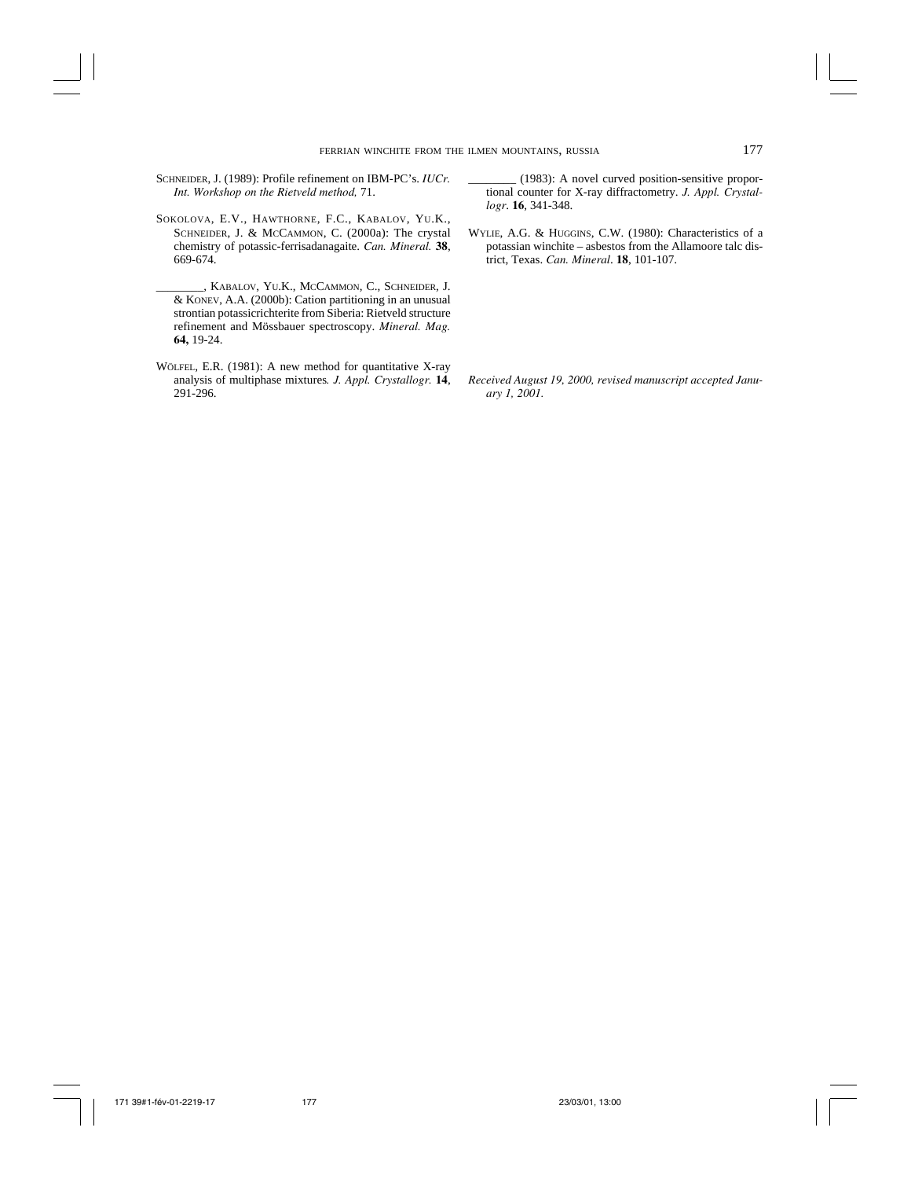SCHNEIDER, J. (1989): Profile refinement on IBM-PC's. *IUCr. Int. Workshop on the Rietveld method,* 71.

SOKOLOVA, E.V., HAWTHORNE, F.C., KABALOV, YU.K., SCHNEIDER, J. & MCCAMMON, C. (2000a): The crystal chemistry of potassic-ferrisadanagaite. *Can. Mineral.* **38**, 669-674.

________, KABALOV, YU.K., MCCAMMON, C., SCHNEIDER, J. & KONEV, A.A. (2000b): Cation partitioning in an unusual strontian potassicrichterite from Siberia: Rietveld structure refinement and Mössbauer spectroscopy. *Mineral. Mag.* **64,** 19-24.

WÖLFEL, E.R. (1981): A new method for quantitative X-ray analysis of multiphase mixtures*. J. Appl. Crystallogr.* **14**, 291-296.

________ (1983): A novel curved position-sensitive proportional counter for X-ray diffractometry. *J. Appl. Crystallogr.* **16**, 341-348.

WYLIE, A.G. & HUGGINS, C.W. (1980): Characteristics of a potassian winchite – asbestos from the Allamoore talc district, Texas. *Can. Mineral*. **18**, 101-107.

*Received August 19, 2000, revised manuscript accepted January 1, 2001.*